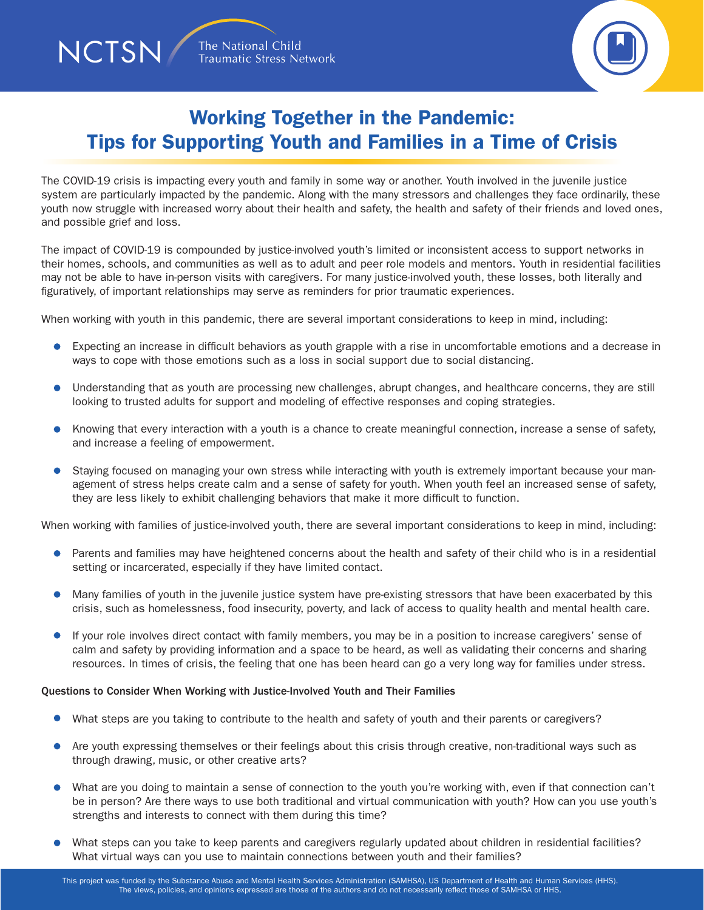NCTSN The National Child Traumatic Stress Network

# Working Together in the Pandemic: Tips for Supporting Youth and Families in a Time of Crisis

The COVID-19 crisis is impacting every youth and family in some way or another. Youth involved in the juvenile justice system are particularly impacted by the pandemic. Along with the many stressors and challenges they face ordinarily, these youth now struggle with increased worry about their health and safety, the health and safety of their friends and loved ones, and possible grief and loss.

The impact of COVID-19 is compounded by justice-involved youth's limited or inconsistent access to support networks in their homes, schools, and communities as well as to adult and peer role models and mentors. Youth in residential facilities may not be able to have in-person visits with caregivers. For many justice-involved youth, these losses, both literally and figuratively, of important relationships may serve as reminders for prior traumatic experiences.

When working with youth in this pandemic, there are several important considerations to keep in mind, including:

- Expecting an increase in difficult behaviors as youth grapple with a rise in uncomfortable emotions and a decrease in ways to cope with those emotions such as a loss in social support due to social distancing.
- Understanding that as youth are processing new challenges, abrupt changes, and healthcare concerns, they are still looking to trusted adults for support and modeling of effective responses and coping strategies.
- Knowing that every interaction with a youth is a chance to create meaningful connection, increase a sense of safety, and increase a feeling of empowerment.
- Staying focused on managing your own stress while interacting with youth is extremely important because your management of stress helps create calm and a sense of safety for youth. When youth feel an increased sense of safety, they are less likely to exhibit challenging behaviors that make it more difficult to function.

When working with families of justice-involved youth, there are several important considerations to keep in mind, including:

- Parents and families may have heightened concerns about the health and safety of their child who is in a residential setting or incarcerated, especially if they have limited contact.
- Many families of youth in the juvenile justice system have pre-existing stressors that have been exacerbated by this crisis, such as homelessness, food insecurity, poverty, and lack of access to quality health and mental health care.
- If your role involves direct contact with family members, you may be in a position to increase caregivers' sense of calm and safety by providing information and a space to be heard, as well as validating their concerns and sharing resources. In times of crisis, the feeling that one has been heard can go a very long way for families under stress.

### Questions to Consider When Working with Justice-Involved Youth and Their Families

- What steps are you taking to contribute to the health and safety of youth and their parents or caregivers?
- Are youth expressing themselves or their feelings about this crisis through creative, non-traditional ways such as through drawing, music, or other creative arts?
- What are you doing to maintain a sense of connection to the youth you're working with, even if that connection can't be in person? Are there ways to use both traditional and virtual communication with youth? How can you use youth's strengths and interests to connect with them during this time?
- What steps can you take to keep parents and caregivers regularly updated about children in residential facilities? What virtual ways can you use to maintain connections between youth and their families?

This project was funded by the Substance Abuse and Mental Health Services Administration (SAMHSA), US Department of Health and Human Services (HHS). The views, policies, and opinions expressed are those of the authors and do not necessarily reflect those of SAMHSA or HHS.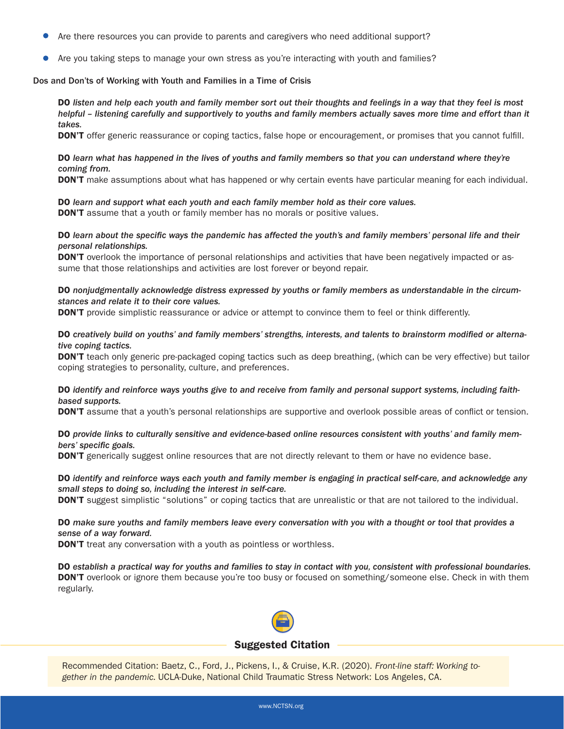- Are there resources you can provide to parents and caregivers who need additional support?
- Are you taking steps to manage your own stress as you're interacting with youth and families?

Dos and Don'ts of Working with Youth and Families in a Time of Crisis

**DO** *listen and help each youth and family member sort out their thoughts and feelings in a way that they feel is most helpful – listening carefully and supportively to youths and family members actually saves more time and effort than it takes.*
**DON'T** offer generic reassurance or coping tactics, false hope or encouragement, or promises that you cannot fulfill.

**DO** *learn what has happened in the lives of youths and family members so that you can understand where they're coming from.*
**DON'T** make assumptions about what has happened or why certain events have particular meaning for each individual.

**DO** *learn and support what each youth and each family member hold as their core values.*
**DON'T** assume that a youth or family member has no morals or positive values.

**DO** *learn about the specific ways the pandemic has affected the youth's and family members' personal life and their personal relationships.*
**DON'T** overlook the importance of personal relationships and activities that have been negatively impacted or assume that those relationships and activities are lost forever or beyond repair.

**DO** *nonjudgmentally acknowledge distress expressed by youths or family members as understandable in the circumstances and relate it to their core values.*
**DON'T** provide simplistic reassurance or advice or attempt to convince them to feel or think differently.

**DO** *creatively build on youths' and family members' strengths, interests, and talents to brainstorm modified or alternative coping tactics.*
**DON'T** teach only generic pre-packaged coping tactics such as deep breathing, (which can be very effective) but tailor coping strategies to personality, culture, and preferences.

**DO** *identify and reinforce ways youths give to and receive from family and personal support systems, including faith-based supports.*
**DON'T** assume that a youth's personal relationships are supportive and overlook possible areas of conflict or tension.

**DO** *provide links to culturally sensitive and evidence-based online resources consistent with youths' and family members' specific goals.*
**DON'T** generically suggest online resources that are not directly relevant to them or have no evidence base.

**DO** *identify and reinforce ways each youth and family member is engaging in practical self-care, and acknowledge any small steps to doing so, including the interest in self-care.*
**DON'T** suggest simplistic "solutions" or coping tactics that are unrealistic or that are not tailored to the individual.

**DO** *make sure youths and family members leave every conversation with you with a thought or tool that provides a sense of a way forward.*
**DON'T** treat any conversation with a youth as pointless or worthless.

**DO** *establish a practical way for youths and families to stay in contact with you, consistent with professional boundaries.*
**DON'T** overlook or ignore them because you're too busy or focused on something/someone else. Check in with them regularly.

## Suggested Citation

Recommended Citation: Baetz, C., Ford, J., Pickens, I., & Cruise, K.R. (2020). *Front-line staff: Working together in the pandemic.* UCLA-Duke, National Child Traumatic Stress Network: Los Angeles, CA.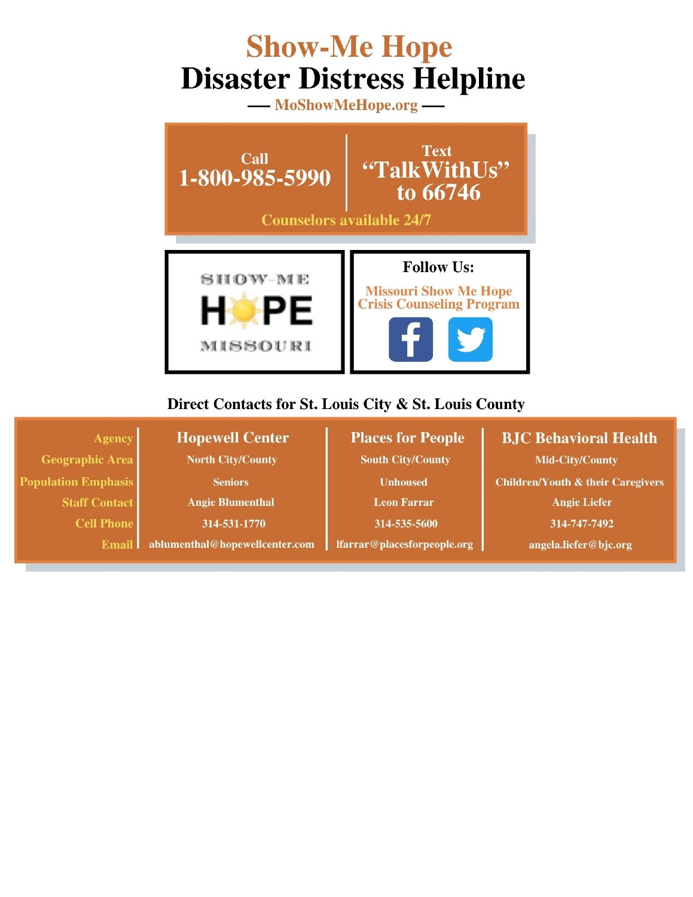# Show-Me Hope

# Disaster Distress Helpline

— MoShowMeHope.org —

| Call | Text |
|---|---|
| 1-800-985-5990 | "TalkWithUs" to 66746 |

Counselors available 24/7

SHOW-ME HOPE MISSOURI

**Follow Us:**

Missouri Show Me Hope Crisis Counseling Program

**Direct Contacts for St. Louis City & St. Louis County**

| Agency | Hopewell Center | Places for People | BJC Behavioral Health |
|---|---|---|---|
| Geographic Area | North City/County | South City/County | Mid-City/County |
| Population Emphasis | Seniors | Unhoused | Children/Youth & their Caregivers |
| Staff Contact | Angie Blumenthal | Leon Farrar | Angie Liefer |
| Cell Phone | 314-531-1770 | 314-535-5600 | 314-747-7492 |
| Email | ablumenthal@hopewellcenter.com | lfarrar@placesforpeople.org | angela.liefer@bjc.org |